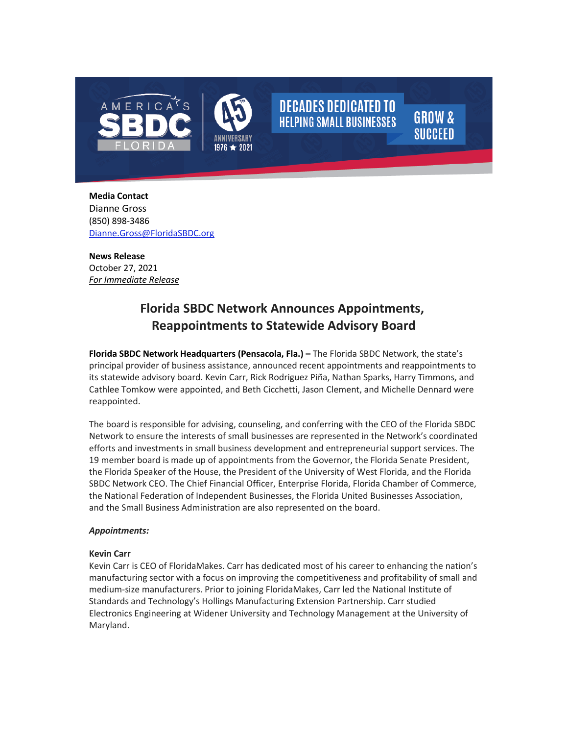**Media Contact**
Dianne Gross
(850) 898-3486
Dianne.Gross@FloridaSBDC.org

**News Release**
October 27, 2021
*For Immediate Release*

# Florida SBDC Network Announces Appointments, Reappointments to Statewide Advisory Board

**Florida SBDC Network Headquarters (Pensacola, Fla.) –** The Florida SBDC Network, the state's principal provider of business assistance, announced recent appointments and reappointments to its statewide advisory board. Kevin Carr, Rick Rodriguez Piña, Nathan Sparks, Harry Timmons, and Cathlee Tomkow were appointed, and Beth Cicchetti, Jason Clement, and Michelle Dennard were reappointed.

The board is responsible for advising, counseling, and conferring with the CEO of the Florida SBDC Network to ensure the interests of small businesses are represented in the Network's coordinated efforts and investments in small business development and entrepreneurial support services. The 19 member board is made up of appointments from the Governor, the Florida Senate President, the Florida Speaker of the House, the President of the University of West Florida, and the Florida SBDC Network CEO. The Chief Financial Officer, Enterprise Florida, Florida Chamber of Commerce, the National Federation of Independent Businesses, the Florida United Businesses Association, and the Small Business Administration are also represented on the board.

***Appointments:***

**Kevin Carr**
Kevin Carr is CEO of FloridaMakes. Carr has dedicated most of his career to enhancing the nation's manufacturing sector with a focus on improving the competitiveness and profitability of small and medium-size manufacturers. Prior to joining FloridaMakes, Carr led the National Institute of Standards and Technology's Hollings Manufacturing Extension Partnership. Carr studied Electronics Engineering at Widener University and Technology Management at the University of Maryland.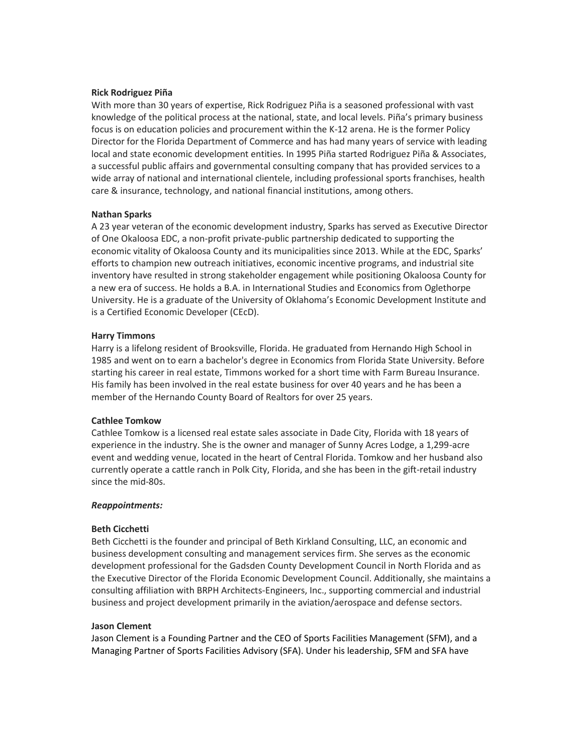**Rick Rodriguez Piña**

With more than 30 years of expertise, Rick Rodriguez Piña is a seasoned professional with vast knowledge of the political process at the national, state, and local levels. Piña's primary business focus is on education policies and procurement within the K-12 arena. He is the former Policy Director for the Florida Department of Commerce and has had many years of service with leading local and state economic development entities. In 1995 Piña started Rodriguez Piña & Associates, a successful public affairs and governmental consulting company that has provided services to a wide array of national and international clientele, including professional sports franchises, health care & insurance, technology, and national financial institutions, among others.

**Nathan Sparks**

A 23 year veteran of the economic development industry, Sparks has served as Executive Director of One Okaloosa EDC, a non-profit private-public partnership dedicated to supporting the economic vitality of Okaloosa County and its municipalities since 2013. While at the EDC, Sparks' efforts to champion new outreach initiatives, economic incentive programs, and industrial site inventory have resulted in strong stakeholder engagement while positioning Okaloosa County for a new era of success. He holds a B.A. in International Studies and Economics from Oglethorpe University. He is a graduate of the University of Oklahoma's Economic Development Institute and is a Certified Economic Developer (CEcD).

**Harry Timmons**

Harry is a lifelong resident of Brooksville, Florida. He graduated from Hernando High School in 1985 and went on to earn a bachelor's degree in Economics from Florida State University. Before starting his career in real estate, Timmons worked for a short time with Farm Bureau Insurance. His family has been involved in the real estate business for over 40 years and he has been a member of the Hernando County Board of Realtors for over 25 years.

**Cathlee Tomkow**

Cathlee Tomkow is a licensed real estate sales associate in Dade City, Florida with 18 years of experience in the industry. She is the owner and manager of Sunny Acres Lodge, a 1,299-acre event and wedding venue, located in the heart of Central Florida. Tomkow and her husband also currently operate a cattle ranch in Polk City, Florida, and she has been in the gift-retail industry since the mid-80s.

***Reappointments:***

**Beth Cicchetti**

Beth Cicchetti is the founder and principal of Beth Kirkland Consulting, LLC, an economic and business development consulting and management services firm. She serves as the economic development professional for the Gadsden County Development Council in North Florida and as the Executive Director of the Florida Economic Development Council. Additionally, she maintains a consulting affiliation with BRPH Architects-Engineers, Inc., supporting commercial and industrial business and project development primarily in the aviation/aerospace and defense sectors.

**Jason Clement**

Jason Clement is a Founding Partner and the CEO of Sports Facilities Management (SFM), and a Managing Partner of Sports Facilities Advisory (SFA). Under his leadership, SFM and SFA have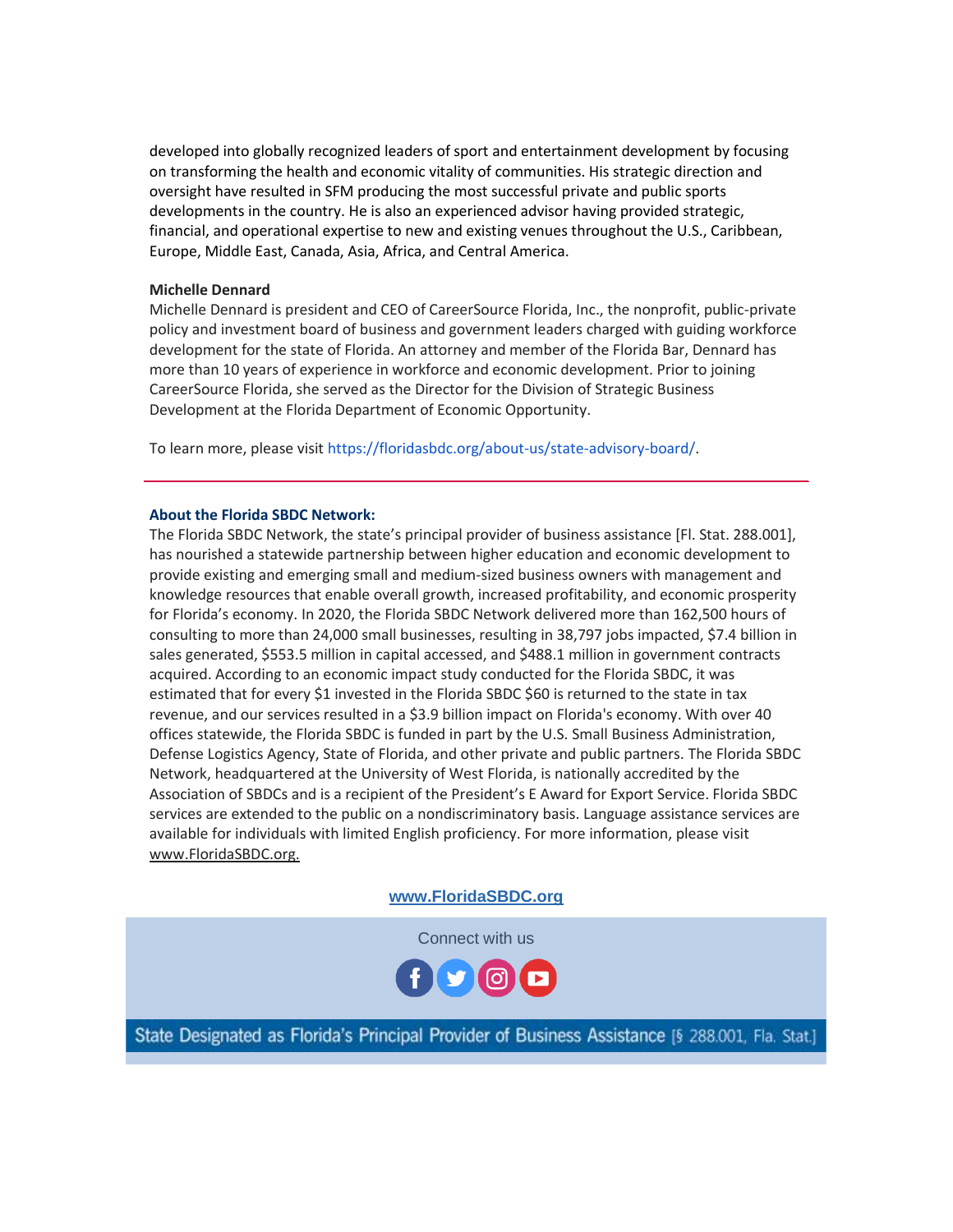developed into globally recognized leaders of sport and entertainment development by focusing on transforming the health and economic vitality of communities. His strategic direction and oversight have resulted in SFM producing the most successful private and public sports developments in the country. He is also an experienced advisor having provided strategic, financial, and operational expertise to new and existing venues throughout the U.S., Caribbean, Europe, Middle East, Canada, Asia, Africa, and Central America.

**Michelle Dennard**

Michelle Dennard is president and CEO of CareerSource Florida, Inc., the nonprofit, public-private policy and investment board of business and government leaders charged with guiding workforce development for the state of Florida. An attorney and member of the Florida Bar, Dennard has more than 10 years of experience in workforce and economic development. Prior to joining CareerSource Florida, she served as the Director for the Division of Strategic Business Development at the Florida Department of Economic Opportunity.

To learn more, please visit https://floridasbdc.org/about-us/state-advisory-board/.

---

**About the Florida SBDC Network:**

The Florida SBDC Network, the state's principal provider of business assistance [Fl. Stat. 288.001], has nourished a statewide partnership between higher education and economic development to provide existing and emerging small and medium-sized business owners with management and knowledge resources that enable overall growth, increased profitability, and economic prosperity for Florida's economy. In 2020, the Florida SBDC Network delivered more than 162,500 hours of consulting to more than 24,000 small businesses, resulting in 38,797 jobs impacted, $7.4 billion in sales generated, $553.5 million in capital accessed, and $488.1 million in government contracts acquired. According to an economic impact study conducted for the Florida SBDC, it was estimated that for every $1 invested in the Florida SBDC $60 is returned to the state in tax revenue, and our services resulted in a $3.9 billion impact on Florida's economy. With over 40 offices statewide, the Florida SBDC is funded in part by the U.S. Small Business Administration, Defense Logistics Agency, State of Florida, and other private and public partners. The Florida SBDC Network, headquartered at the University of West Florida, is nationally accredited by the Association of SBDCs and is a recipient of the President's E Award for Export Service. Florida SBDC services are extended to the public on a nondiscriminatory basis. Language assistance services are available for individuals with limited English proficiency. For more information, please visit www.FloridaSBDC.org.

**www.FloridaSBDC.org**

Connect with us

State Designated as Florida's Principal Provider of Business Assistance [§ 288.001, Fla. Stat.]